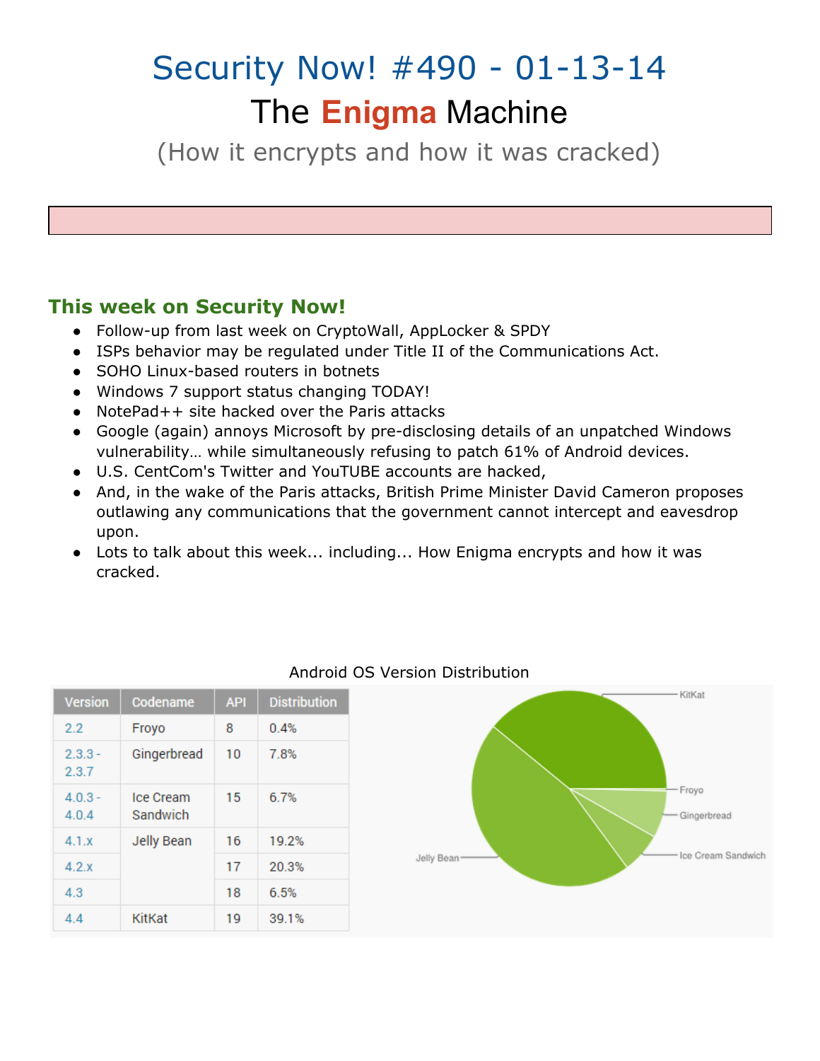# Security Now! #490 - 01-13-14

## The Enigma Machine

### (How it encrypts and how it was cracked)

## This week on Security Now!

- Follow-up from last week on CryptoWall, AppLocker & SPDY
- ISPs behavior may be regulated under Title II of the Communications Act.
- SOHO Linux-based routers in botnets
- Windows 7 support status changing TODAY!
- NotePad++ site hacked over the Paris attacks
- Google (again) annoys Microsoft by pre-disclosing details of an unpatched Windows vulnerability… while simultaneously refusing to patch 61% of Android devices.
- U.S. CentCom's Twitter and YouTUBE accounts are hacked,
- And, in the wake of the Paris attacks, British Prime Minister David Cameron proposes outlawing any communications that the government cannot intercept and eavesdrop upon.
- Lots to talk about this week... including... How Enigma encrypts and how it was cracked.

Android OS Version Distribution

| Version | Codename | API | Distribution |
|---|---|---|---|
| 2.2 | Froyo | 8 | 0.4% |
| 2.3.3 - 2.3.7 | Gingerbread | 10 | 7.8% |
| 4.0.3 - 4.0.4 | Ice Cream Sandwich | 15 | 6.7% |
| 4.1.x | Jelly Bean | 16 | 19.2% |
| 4.2.x | | 17 | 20.3% |
| 4.3 | | 18 | 6.5% |
| 4.4 | KitKat | 19 | 39.1% |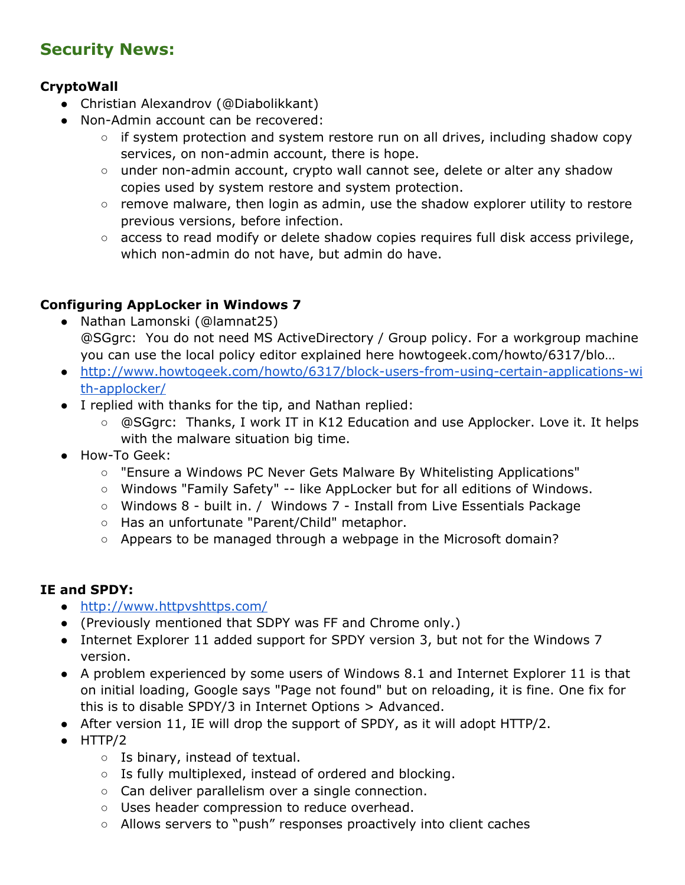## Security News:

### CryptoWall

- Christian Alexandrov (@Diabolikkant)
- Non-Admin account can be recovered:
    - if system protection and system restore run on all drives, including shadow copy services, on non-admin account, there is hope.
    - under non-admin account, crypto wall cannot see, delete or alter any shadow copies used by system restore and system protection.
    - remove malware, then login as admin, use the shadow explorer utility to restore previous versions, before infection.
    - access to read modify or delete shadow copies requires full disk access privilege, which non-admin do not have, but admin do have.

### Configuring AppLocker in Windows 7

- Nathan Lamonski (@lamnat25)
  @SGgrc: You do not need MS ActiveDirectory / Group policy. For a workgroup machine you can use the local policy editor explained here howtogeek.com/howto/6317/blo…
- [http://www.howtogeek.com/howto/6317/block-users-from-using-certain-applications-with-applocker/](http://www.howtogeek.com/howto/6317/block-users-from-using-certain-applications-with-applocker/)
- I replied with thanks for the tip, and Nathan replied:
    - @SGgrc: Thanks, I work IT in K12 Education and use Applocker. Love it. It helps with the malware situation big time.
- How-To Geek:
    - "Ensure a Windows PC Never Gets Malware By Whitelisting Applications"
    - Windows "Family Safety" -- like AppLocker but for all editions of Windows.
    - Windows 8 - built in. / Windows 7 - Install from Live Essentials Package
    - Has an unfortunate "Parent/Child" metaphor.
    - Appears to be managed through a webpage in the Microsoft domain?

### IE and SPDY:

- [http://www.httpvshttps.com/](http://www.httpvshttps.com/)
- (Previously mentioned that SDPY was FF and Chrome only.)
- Internet Explorer 11 added support for SPDY version 3, but not for the Windows 7 version.
- A problem experienced by some users of Windows 8.1 and Internet Explorer 11 is that on initial loading, Google says "Page not found" but on reloading, it is fine. One fix for this is to disable SPDY/3 in Internet Options > Advanced.
- After version 11, IE will drop the support of SPDY, as it will adopt HTTP/2.
- HTTP/2
    - Is binary, instead of textual.
    - Is fully multiplexed, instead of ordered and blocking.
    - Can deliver parallelism over a single connection.
    - Uses header compression to reduce overhead.
    - Allows servers to “push” responses proactively into client caches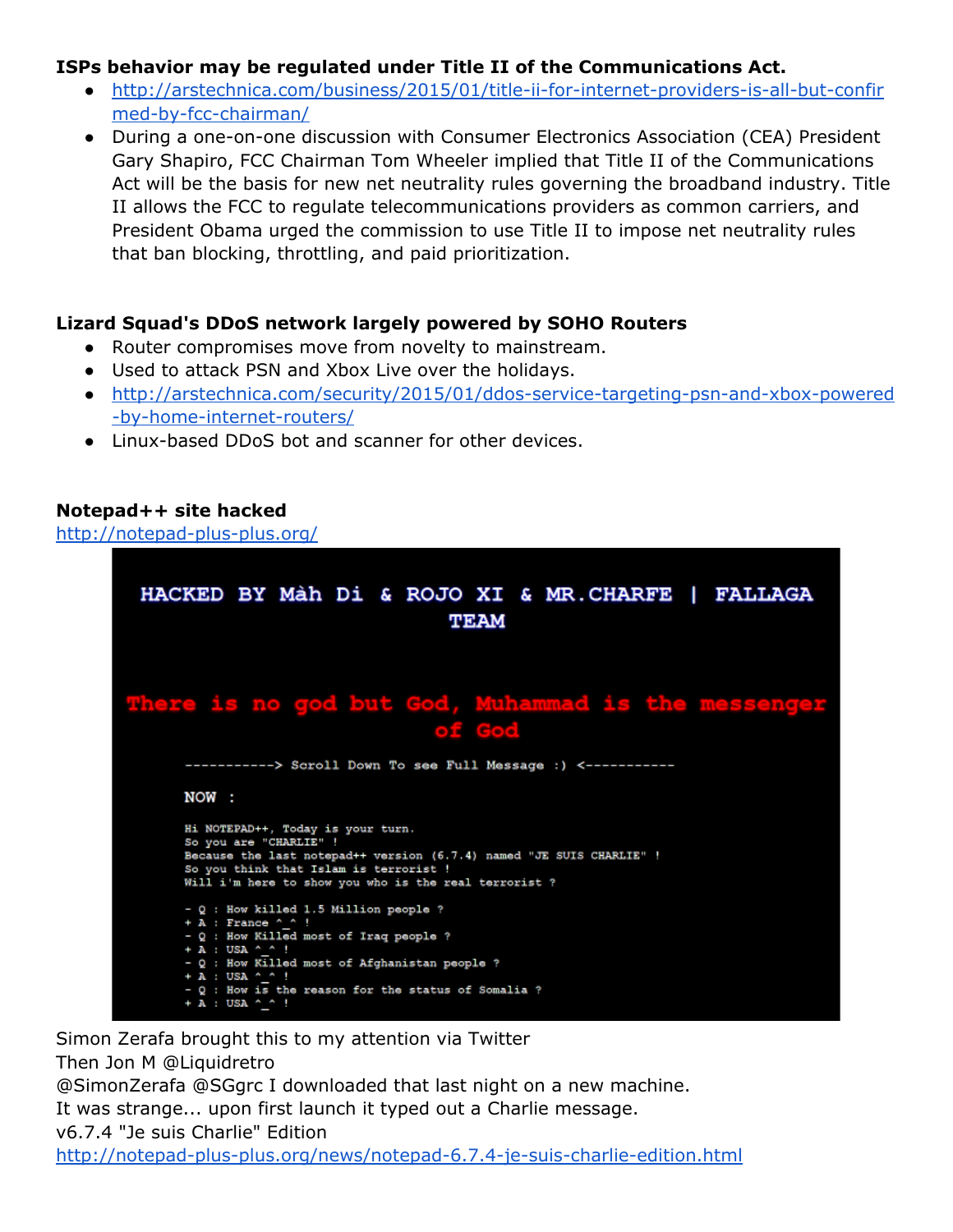**ISPs behavior may be regulated under Title II of the Communications Act.**

- http://arstechnica.com/business/2015/01/title-ii-for-internet-providers-is-all-but-confirmed-by-fcc-chairman/
- During a one-on-one discussion with Consumer Electronics Association (CEA) President Gary Shapiro, FCC Chairman Tom Wheeler implied that Title II of the Communications Act will be the basis for new net neutrality rules governing the broadband industry. Title II allows the FCC to regulate telecommunications providers as common carriers, and President Obama urged the commission to use Title II to impose net neutrality rules that ban blocking, throttling, and paid prioritization.

**Lizard Squad's DDoS network largely powered by SOHO Routers**

- Router compromises move from novelty to mainstream.
- Used to attack PSN and Xbox Live over the holidays.
- http://arstechnica.com/security/2015/01/ddos-service-targeting-psn-and-xbox-powered-by-home-internet-routers/
- Linux-based DDoS bot and scanner for other devices.

**Notepad++ site hacked**

http://notepad-plus-plus.org/

```
HACKED BY Màh Di & ROJO XI & MR.CHARFE | FALLAGA TEAM

There is no god but God, Muhammad is the messenger of God

----------> Scroll Down To see Full Message :) <-----------

NOW :

Hi NOTEPAD++, Today is your turn.
So you are "CHARLIE" !
Because the last notepad++ version (6.7.4) named "JE SUIS CHARLIE" !
So you think that Islam is terrorist !
Will i'm here to show you who is the real terrorist ?

- Q : How killed 1.5 Million people ?
+ A : France ^_^ !
- Q : How Killed most of Iraq people ?
+ A : USA ^_^ !
- Q : How Killed most of Afghanistan people ?
+ A : USA ^_^ !
- Q : How is the reason for the status of Somalia ?
+ A : USA ^_^ !
```

Simon Zerafa brought this to my attention via Twitter
Then Jon M @Liquidretro
@SimonZerafa @SGgrc I downloaded that last night on a new machine.
It was strange... upon first launch it typed out a Charlie message.
v6.7.4 "Je suis Charlie" Edition
http://notepad-plus-plus.org/news/notepad-6.7.4-je-suis-charlie-edition.html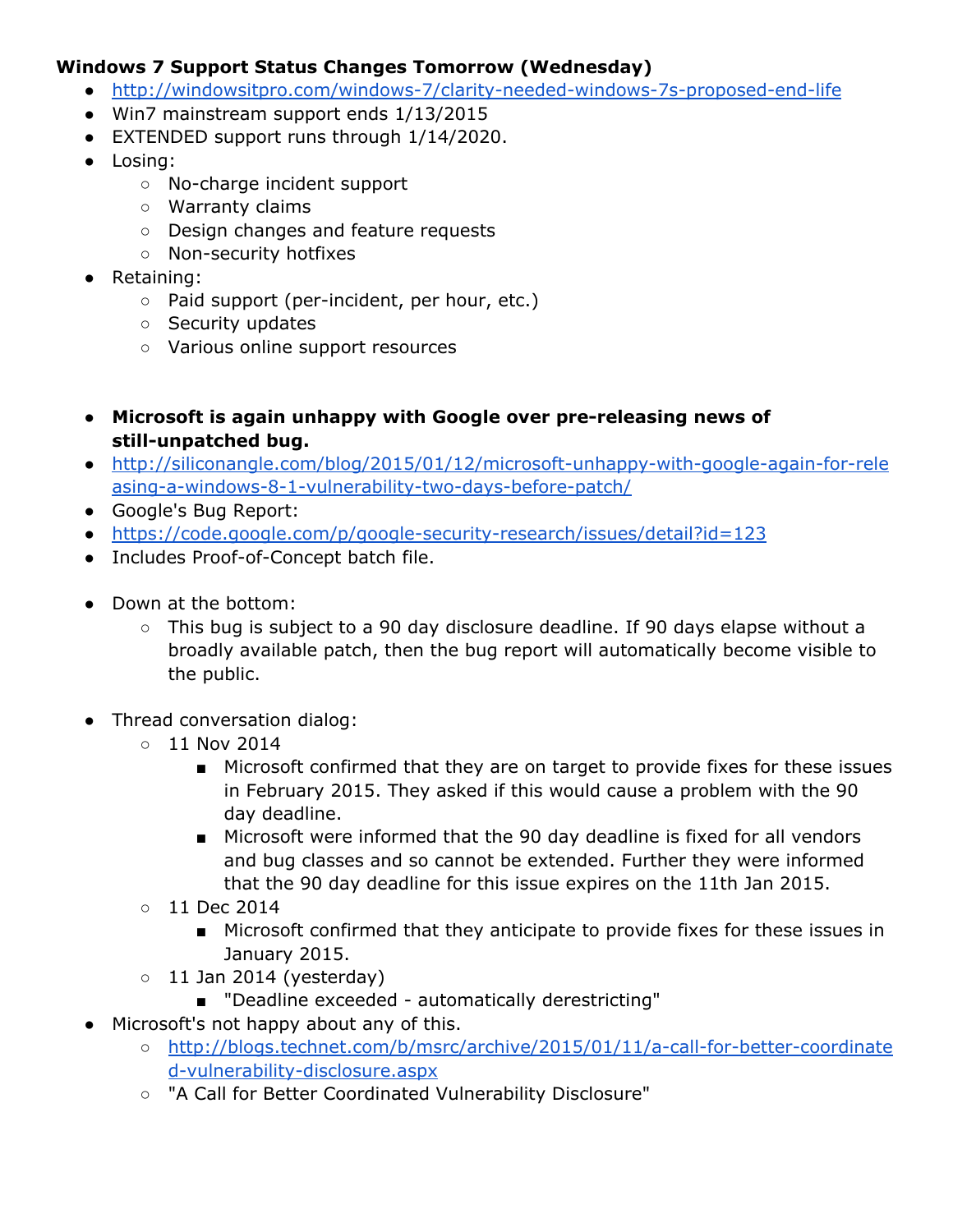**Windows 7 Support Status Changes Tomorrow (Wednesday)**

- http://windowsitpro.com/windows-7/clarity-needed-windows-7s-proposed-end-life
- Win7 mainstream support ends 1/13/2015
- EXTENDED support runs through 1/14/2020.
- Losing:
  - No-charge incident support
  - Warranty claims
  - Design changes and feature requests
  - Non-security hotfixes
- Retaining:
  - Paid support (per-incident, per hour, etc.)
  - Security updates
  - Various online support resources

- **Microsoft is again unhappy with Google over pre-releasing news of still-unpatched bug.**
- http://siliconangle.com/blog/2015/01/12/microsoft-unhappy-with-google-again-for-releasing-a-windows-8-1-vulnerability-two-days-before-patch/
- Google's Bug Report:
- https://code.google.com/p/google-security-research/issues/detail?id=123
- Includes Proof-of-Concept batch file.

- Down at the bottom:
  - This bug is subject to a 90 day disclosure deadline. If 90 days elapse without a broadly available patch, then the bug report will automatically become visible to the public.

- Thread conversation dialog:
  - 11 Nov 2014
    - Microsoft confirmed that they are on target to provide fixes for these issues in February 2015. They asked if this would cause a problem with the 90 day deadline.
    - Microsoft were informed that the 90 day deadline is fixed for all vendors and bug classes and so cannot be extended. Further they were informed that the 90 day deadline for this issue expires on the 11th Jan 2015.
  - 11 Dec 2014
    - Microsoft confirmed that they anticipate to provide fixes for these issues in January 2015.
  - 11 Jan 2014 (yesterday)
    - "Deadline exceeded - automatically derestricting"
- Microsoft's not happy about any of this.
  - http://blogs.technet.com/b/msrc/archive/2015/01/11/a-call-for-better-coordinated-vulnerability-disclosure.aspx
  - "A Call for Better Coordinated Vulnerability Disclosure"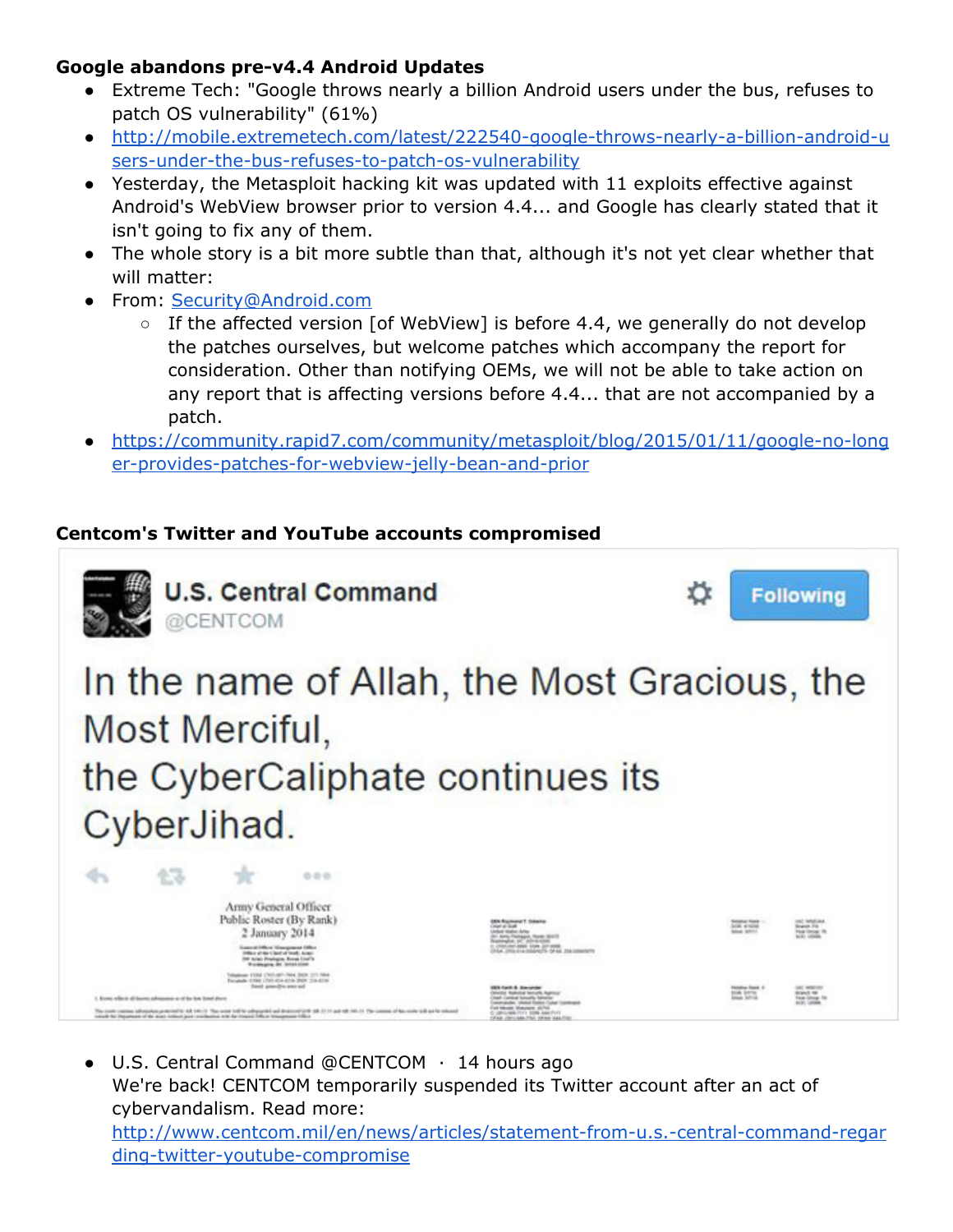**Google abandons pre-v4.4 Android Updates**

- Extreme Tech: "Google throws nearly a billion Android users under the bus, refuses to patch OS vulnerability" (61%)
- http://mobile.extremetech.com/latest/222540-google-throws-nearly-a-billion-android-users-under-the-bus-refuses-to-patch-os-vulnerability
- Yesterday, the Metasploit hacking kit was updated with 11 exploits effective against Android's WebView browser prior to version 4.4... and Google has clearly stated that it isn't going to fix any of them.
- The whole story is a bit more subtle than that, although it's not yet clear whether that will matter:
- From: Security@Android.com
  - If the affected version [of WebView] is before 4.4, we generally do not develop the patches ourselves, but welcome patches which accompany the report for consideration. Other than notifying OEMs, we will not be able to take action on any report that is affecting versions before 4.4... that are not accompanied by a patch.
- https://community.rapid7.com/community/metasploit/blog/2015/01/11/google-no-longer-provides-patches-for-webview-jelly-bean-and-prior

**Centcom's Twitter and YouTube accounts compromised**

U.S. Central Command
@CENTCOM

In the name of Allah, the Most Gracious, the Most Merciful,
the CyberCaliphate continues its CyberJihad.

- U.S. Central Command @CENTCOM · 14 hours ago
  We're back! CENTCOM temporarily suspended its Twitter account after an act of cybervandalism. Read more:
  http://www.centcom.mil/en/news/articles/statement-from-u.s.-central-command-regarding-twitter-youtube-compromise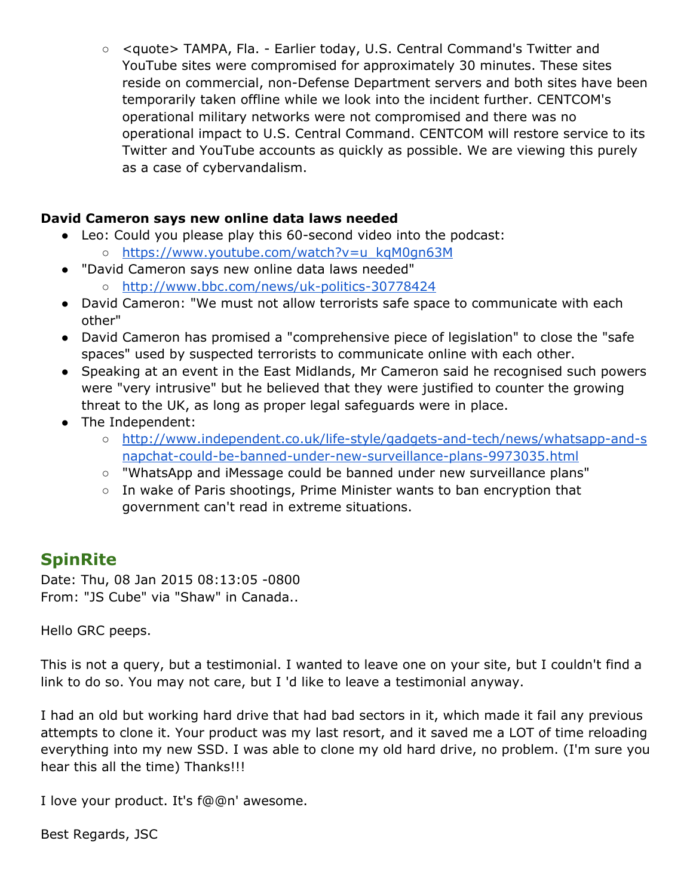- <quote> TAMPA, Fla. - Earlier today, U.S. Central Command's Twitter and YouTube sites were compromised for approximately 30 minutes. These sites reside on commercial, non-Defense Department servers and both sites have been temporarily taken offline while we look into the incident further. CENTCOM's operational military networks were not compromised and there was no operational impact to U.S. Central Command. CENTCOM will restore service to its Twitter and YouTube accounts as quickly as possible. We are viewing this purely as a case of cybervandalism.

**David Cameron says new online data laws needed**

- Leo: Could you please play this 60-second video into the podcast:
    - https://www.youtube.com/watch?v=u_kqM0gn63M
- "David Cameron says new online data laws needed"
    - http://www.bbc.com/news/uk-politics-30778424
- David Cameron: "We must not allow terrorists safe space to communicate with each other"
- David Cameron has promised a "comprehensive piece of legislation" to close the "safe spaces" used by suspected terrorists to communicate online with each other.
- Speaking at an event in the East Midlands, Mr Cameron said he recognised such powers were "very intrusive" but he believed that they were justified to counter the growing threat to the UK, as long as proper legal safeguards were in place.
- The Independent:
    - http://www.independent.co.uk/life-style/gadgets-and-tech/news/whatsapp-and-snapchat-could-be-banned-under-new-surveillance-plans-9973035.html
    - "WhatsApp and iMessage could be banned under new surveillance plans"
    - In wake of Paris shootings, Prime Minister wants to ban encryption that government can't read in extreme situations.

## SpinRite

Date: Thu, 08 Jan 2015 08:13:05 -0800
From: "JS Cube" via "Shaw" in Canada..

Hello GRC peeps.

This is not a query, but a testimonial. I wanted to leave one on your site, but I couldn't find a link to do so. You may not care, but I 'd like to leave a testimonial anyway.

I had an old but working hard drive that had bad sectors in it, which made it fail any previous attempts to clone it. Your product was my last resort, and it saved me a LOT of time reloading everything into my new SSD. I was able to clone my old hard drive, no problem. (I'm sure you hear this all the time) Thanks!!!

I love your product. It's f@@n' awesome.

Best Regards, JSC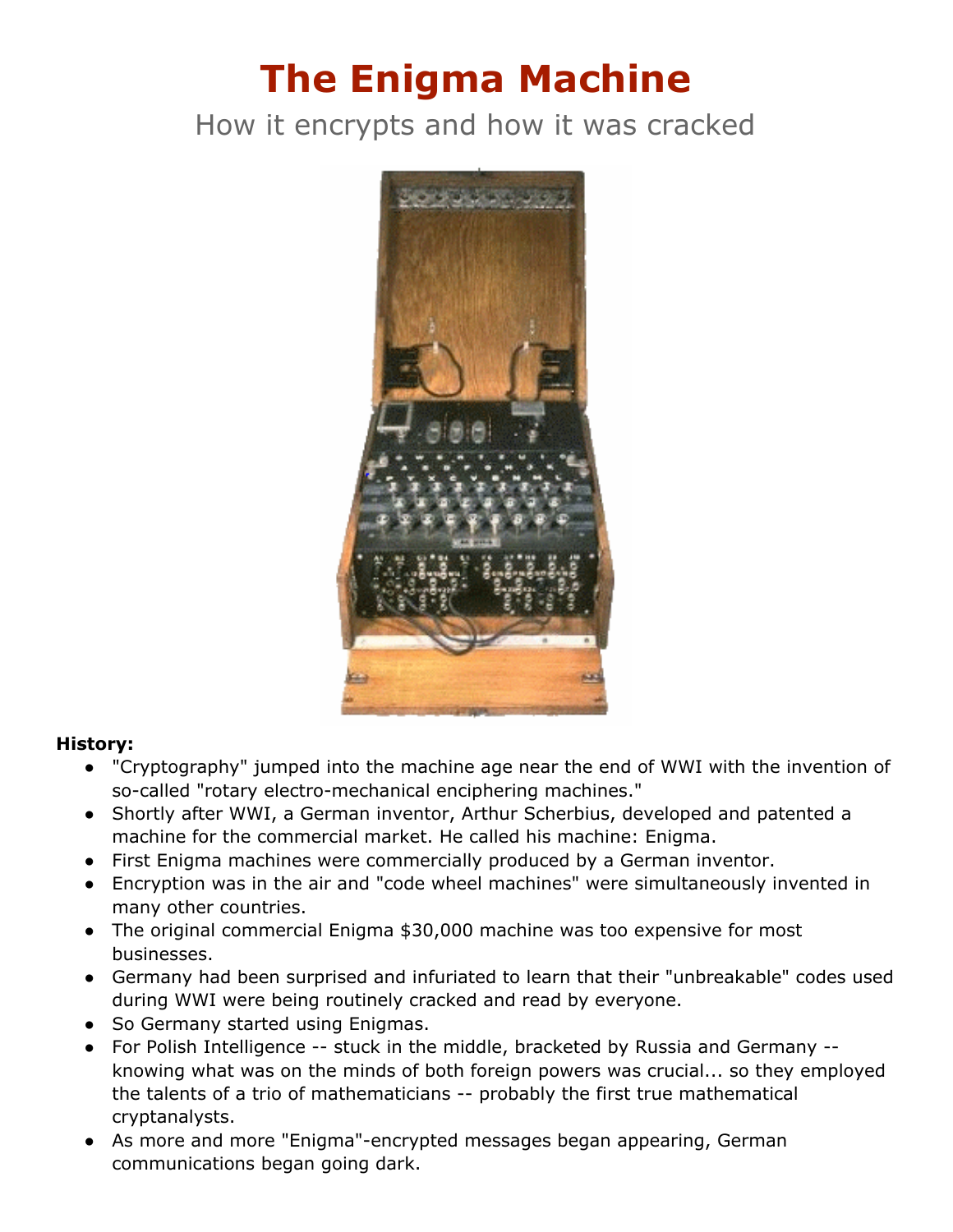# The Enigma Machine

How it encrypts and how it was cracked

**History:**

- "Cryptography" jumped into the machine age near the end of WWI with the invention of so-called "rotary electro-mechanical enciphering machines."
- Shortly after WWI, a German inventor, Arthur Scherbius, developed and patented a machine for the commercial market. He called his machine: Enigma.
- First Enigma machines were commercially produced by a German inventor.
- Encryption was in the air and "code wheel machines" were simultaneously invented in many other countries.
- The original commercial Enigma $30,000 machine was too expensive for most businesses.
- Germany had been surprised and infuriated to learn that their "unbreakable" codes used during WWI were being routinely cracked and read by everyone.
- So Germany started using Enigmas.
- For Polish Intelligence -- stuck in the middle, bracketed by Russia and Germany -- knowing what was on the minds of both foreign powers was crucial... so they employed the talents of a trio of mathematicians -- probably the first true mathematical cryptanalysts.
- As more and more "Enigma"-encrypted messages began appearing, German communications began going dark.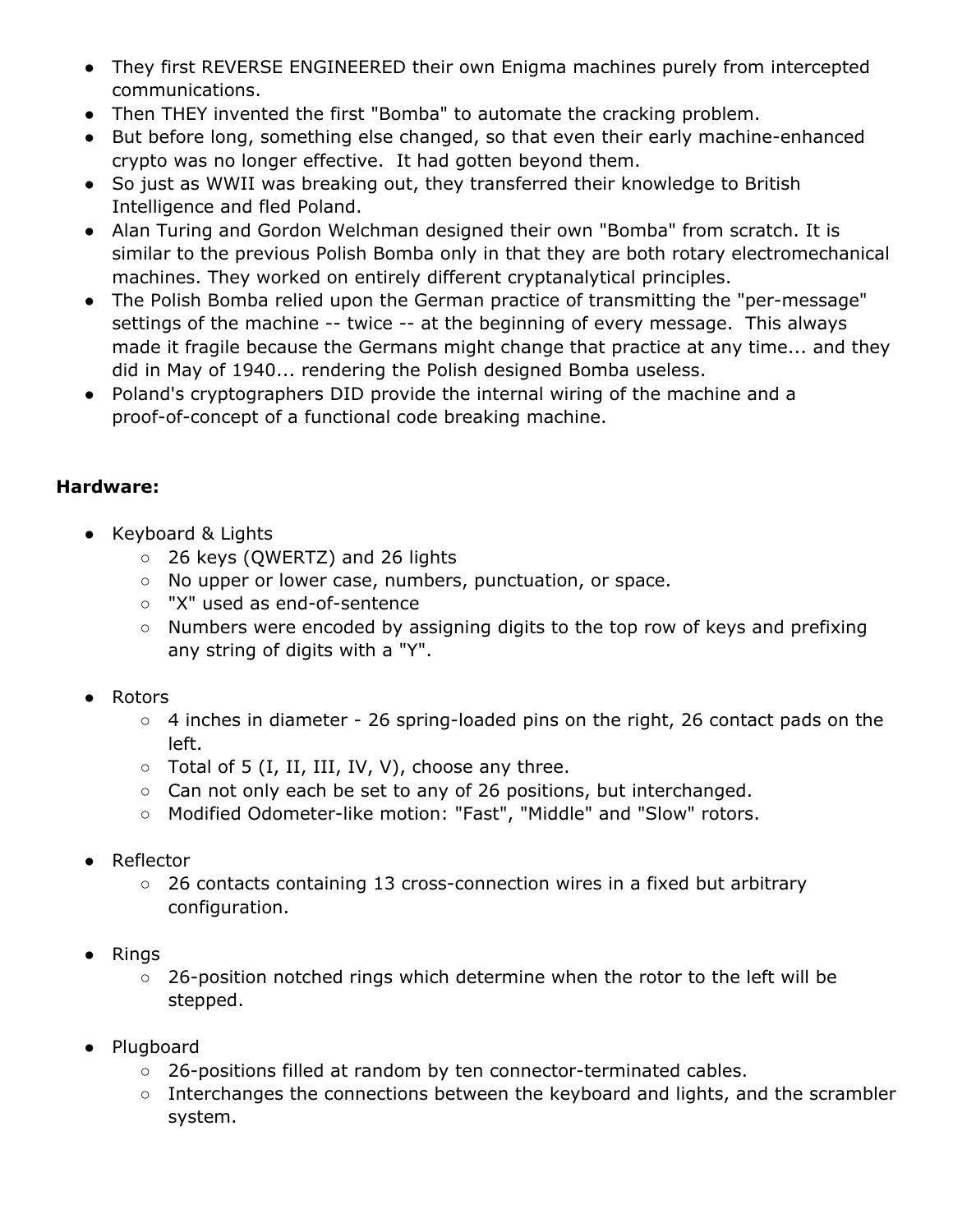- They first REVERSE ENGINEERED their own Enigma machines purely from intercepted communications.
- Then THEY invented the first "Bomba" to automate the cracking problem.
- But before long, something else changed, so that even their early machine-enhanced crypto was no longer effective. It had gotten beyond them.
- So just as WWII was breaking out, they transferred their knowledge to British Intelligence and fled Poland.
- Alan Turing and Gordon Welchman designed their own "Bomba" from scratch. It is similar to the previous Polish Bomba only in that they are both rotary electromechanical machines. They worked on entirely different cryptanalytical principles.
- The Polish Bomba relied upon the German practice of transmitting the "per-message" settings of the machine -- twice -- at the beginning of every message. This always made it fragile because the Germans might change that practice at any time... and they did in May of 1940... rendering the Polish designed Bomba useless.
- Poland's cryptographers DID provide the internal wiring of the machine and a proof-of-concept of a functional code breaking machine.

**Hardware:**

- Keyboard & Lights
  - 26 keys (QWERTZ) and 26 lights
  - No upper or lower case, numbers, punctuation, or space.
  - "X" used as end-of-sentence
  - Numbers were encoded by assigning digits to the top row of keys and prefixing any string of digits with a "Y".
- Rotors
  - 4 inches in diameter - 26 spring-loaded pins on the right, 26 contact pads on the left.
  - Total of 5 (I, II, III, IV, V), choose any three.
  - Can not only each be set to any of 26 positions, but interchanged.
  - Modified Odometer-like motion: "Fast", "Middle" and "Slow" rotors.
- Reflector
  - 26 contacts containing 13 cross-connection wires in a fixed but arbitrary configuration.
- Rings
  - 26-position notched rings which determine when the rotor to the left will be stepped.
- Plugboard
  - 26-positions filled at random by ten connector-terminated cables.
  - Interchanges the connections between the keyboard and lights, and the scrambler system.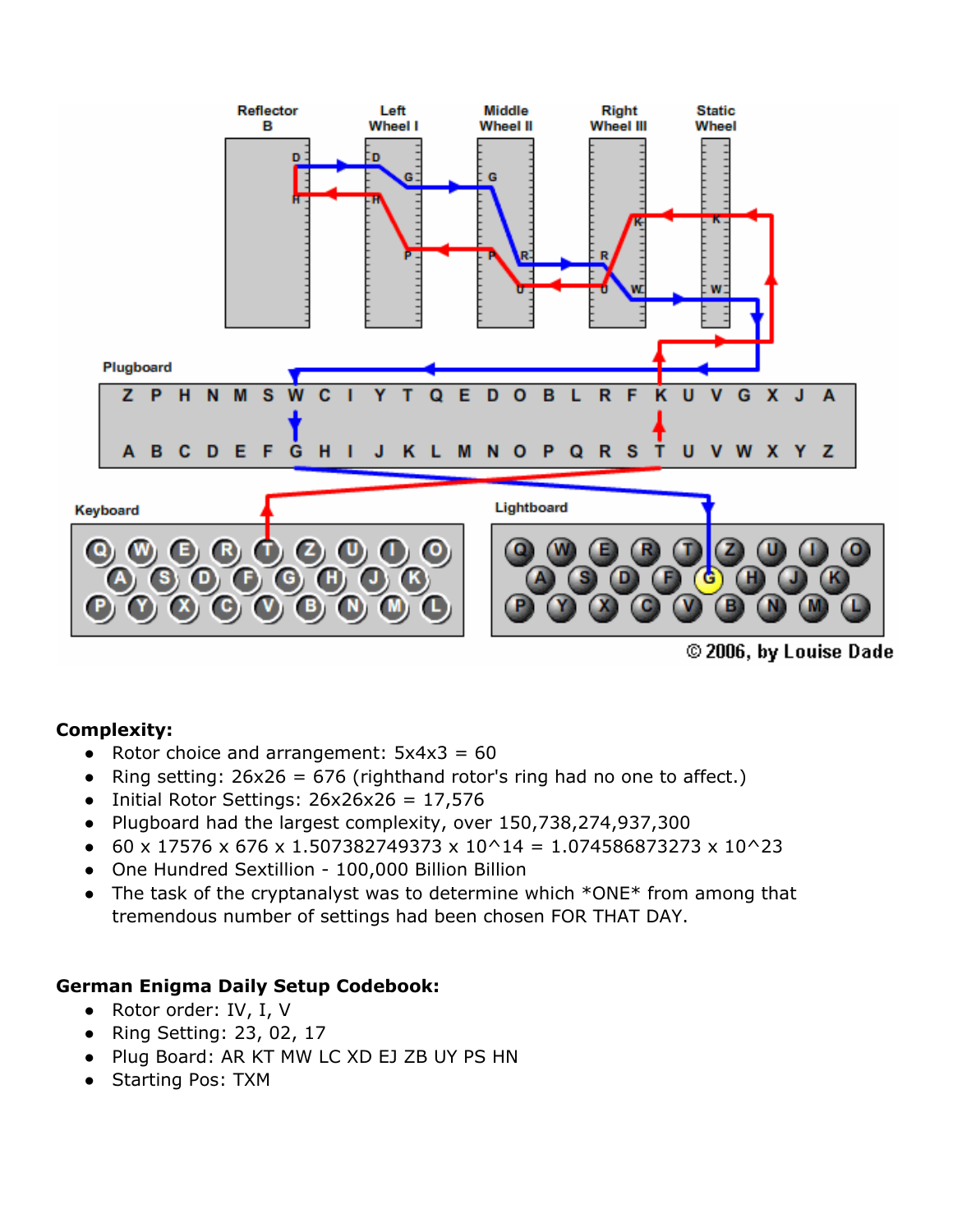## Complexity:

- Rotor choice and arrangement: 5x4x3 = 60
- Ring setting: 26x26 = 676 (righthand rotor's ring had no one to affect.)
- Initial Rotor Settings: 26x26x26 = 17,576
- Plugboard had the largest complexity, over 150,738,274,937,300
- 60 x 17576 x 676 x 1.507382749373 x 10^14 = 1.074586873273 x 10^23
- One Hundred Sextillion - 100,000 Billion Billion
- The task of the cryptanalyst was to determine which *ONE* from among that tremendous number of settings had been chosen FOR THAT DAY.

## German Enigma Daily Setup Codebook:

- Rotor order: IV, I, V
- Ring Setting: 23, 02, 17
- Plug Board: AR KT MW LC XD EJ ZB UY PS HN
- Starting Pos: TXM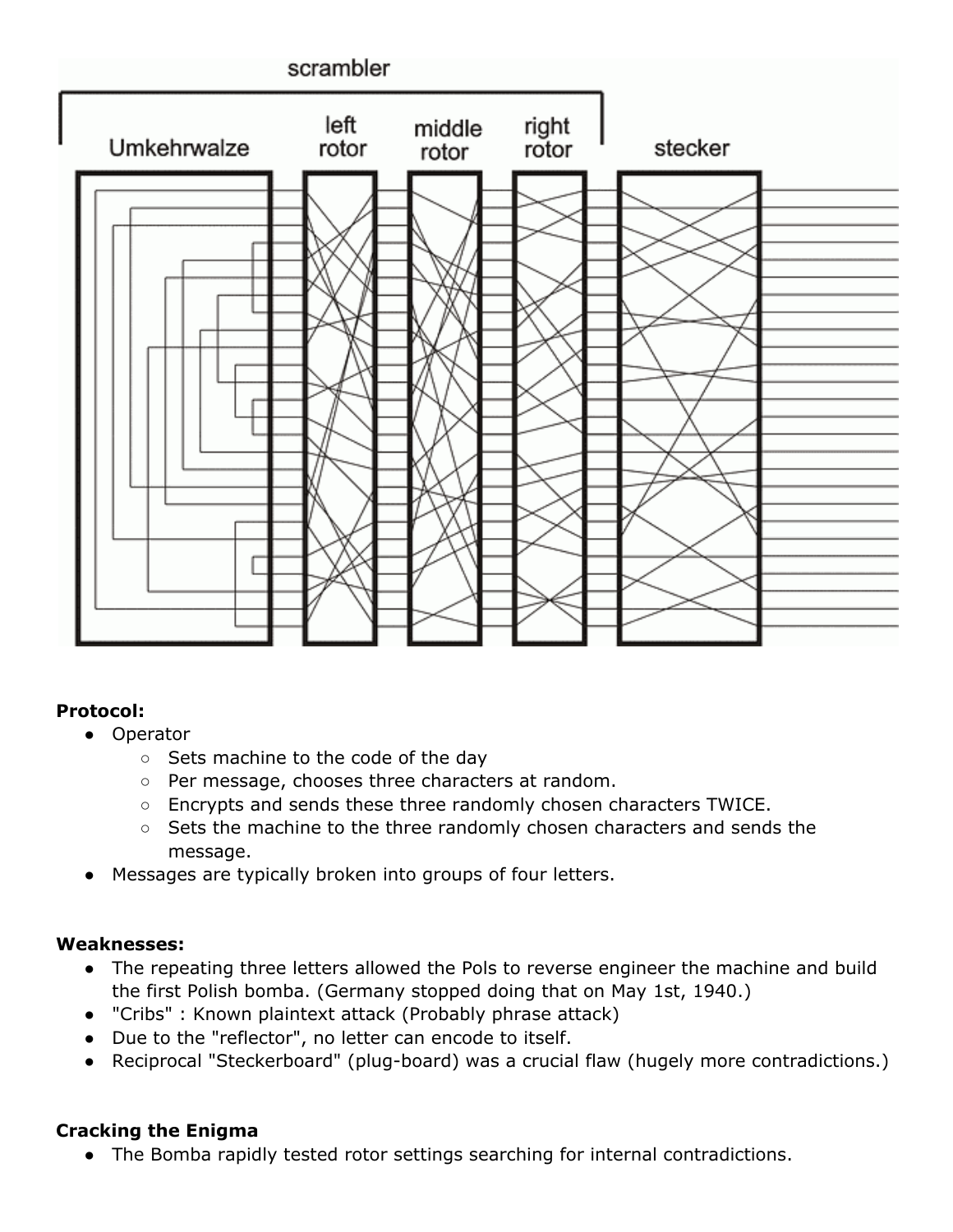scrambler

Umkehrwalze

left rotor

middle rotor

right rotor

stecker

**Protocol:**

- Operator
  - Sets machine to the code of the day
  - Per message, chooses three characters at random.
  - Encrypts and sends these three randomly chosen characters TWICE.
  - Sets the machine to the three randomly chosen characters and sends the message.
- Messages are typically broken into groups of four letters.

**Weaknesses:**

- The repeating three letters allowed the Pols to reverse engineer the machine and build the first Polish bomba. (Germany stopped doing that on May 1st, 1940.)
- "Cribs" : Known plaintext attack (Probably phrase attack)
- Due to the "reflector", no letter can encode to itself.
- Reciprocal "Steckerboard" (plug-board) was a crucial flaw (hugely more contradictions.)

**Cracking the Enigma**

- The Bomba rapidly tested rotor settings searching for internal contradictions.